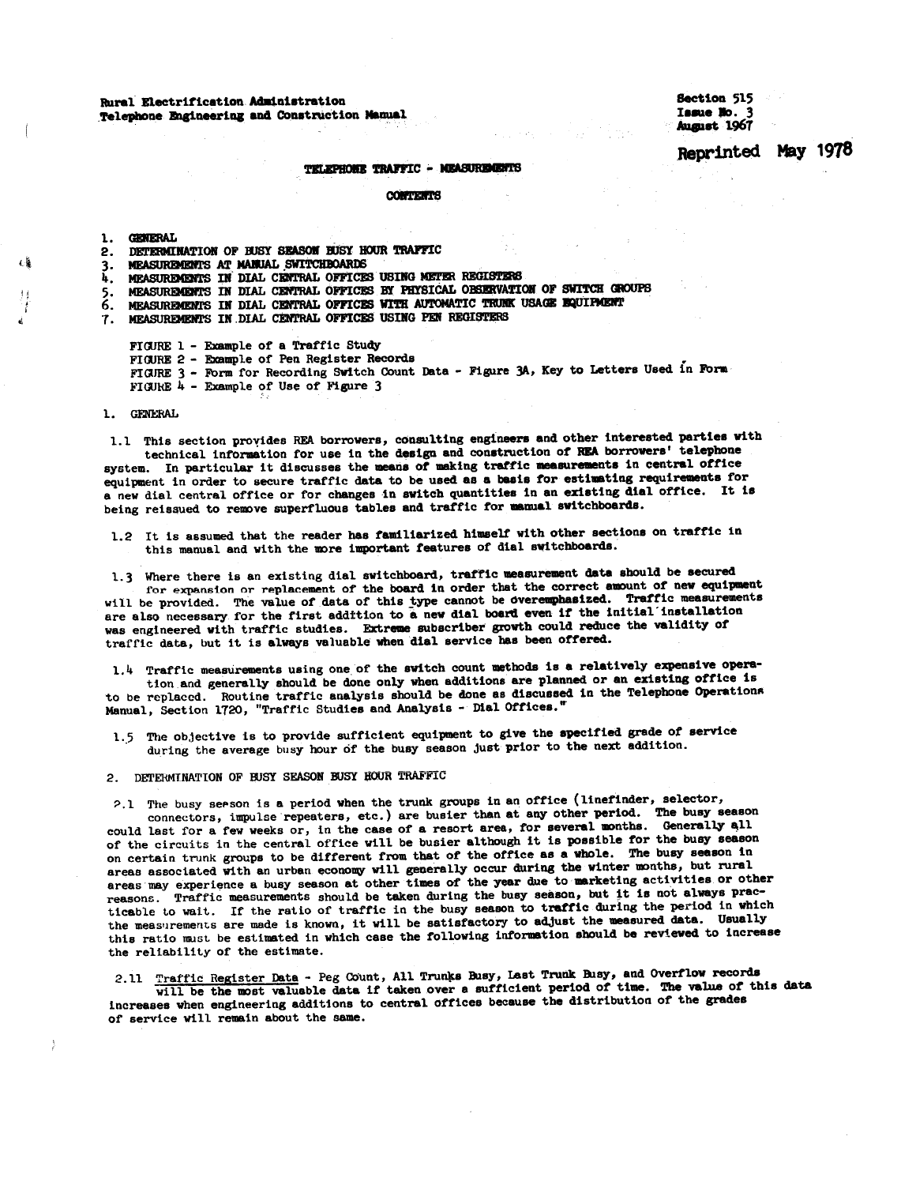Rural Electrification Administration
Telephone Engineering and Construction Manual

Section 515
Issue No. 3
August 1967

Reprinted May 1978

# TELEPHONE TRAFFIC - MEASUREMENTS

## CONTENTS

1. GENERAL
2. DETERMINATION OF BUSY SEASON BUSY HOUR TRAFFIC
3. MEASUREMENTS AT MANUAL SWITCHBOARDS
4. MEASUREMENTS IN DIAL CENTRAL OFFICES USING METER REGISTERS
5. MEASUREMENTS IN DIAL CENTRAL OFFICES BY PHYSICAL OBSERVATION OF SWITCH GROUPS
6. MEASUREMENTS IN DIAL CENTRAL OFFICES WITH AUTOMATIC TRUNK USAGE EQUIPMENT
7. MEASUREMENTS IN DIAL CENTRAL OFFICES USING PEN REGISTERS

FIGURE 1 - Example of a Traffic Study
FIGURE 2 - Example of Pen Register Records
FIGURE 3 - Form for Recording Switch Count Data - Figure 3A, Key to Letters Used in Form
FIGURE 4 - Example of Use of Figure 3

## 1. GENERAL

1.1 This section provides REA borrowers, consulting engineers and other interested parties with technical information for use in the design and construction of REA borrowers' telephone system. In particular it discusses the means of making traffic measurements in central office equipment in order to secure traffic data to be used as a basis for estimating requirements for a new dial central office or for changes in switch quantities in an existing dial office. It is being reissued to remove superfluous tables and traffic for manual switchboards.

1.2 It is assumed that the reader has familiarized himself with other sections on traffic in this manual and with the more important features of dial switchboards.

1.3 Where there is an existing dial switchboard, traffic measurement data should be secured for expansion or replacement of the board in order that the correct amount of new equipment will be provided. The value of data of this type cannot be overemphasized. Traffic measurements are also necessary for the first addition to a new dial board even if the initial installation was engineered with traffic studies. Extreme subscriber growth could reduce the validity of traffic data, but it is always valuable when dial service has been offered.

1.4 Traffic measurements using one of the switch count methods is a relatively expensive operation and generally should be done only when additions are planned or an existing office is to be replaced. Routine traffic analysis should be done as discussed in the Telephone Operations Manual, Section 1720, "Traffic Studies and Analysis - Dial Offices."

1.5 The objective is to provide sufficient equipment to give the specified grade of service during the average busy hour of the busy season just prior to the next addition.

## 2. DETERMINATION OF BUSY SEASON BUSY HOUR TRAFFIC

2.1 The busy season is a period when the trunk groups in an office (linefinder, selector, connectors, impulse repeaters, etc.) are busier than at any other period. The busy season could last for a few weeks or, in the case of a resort area, for several months. Generally all of the circuits in the central office will be busier although it is possible for the busy season on certain trunk groups to be different from that of the office as a whole. The busy season in areas associated with an urban economy will generally occur during the winter months, but rural areas may experience a busy season at other times of the year due to marketing activities or other reasons. Traffic measurements should be taken during the busy season, but it is not always practicable to wait. If the ratio of traffic in the busy season to traffic during the period in which the measurements are made is known, it will be satisfactory to adjust the measured data. Usually this ratio must be estimated in which case the following information should be reviewed to increase the reliability of the estimate.

2.11 Traffic Register Data - Peg Count, All Trunks Busy, Last Trunk Busy, and Overflow records will be the most valuable data if taken over a sufficient period of time. The value of this data increases when engineering additions to central offices because the distribution of the grades of service will remain about the same.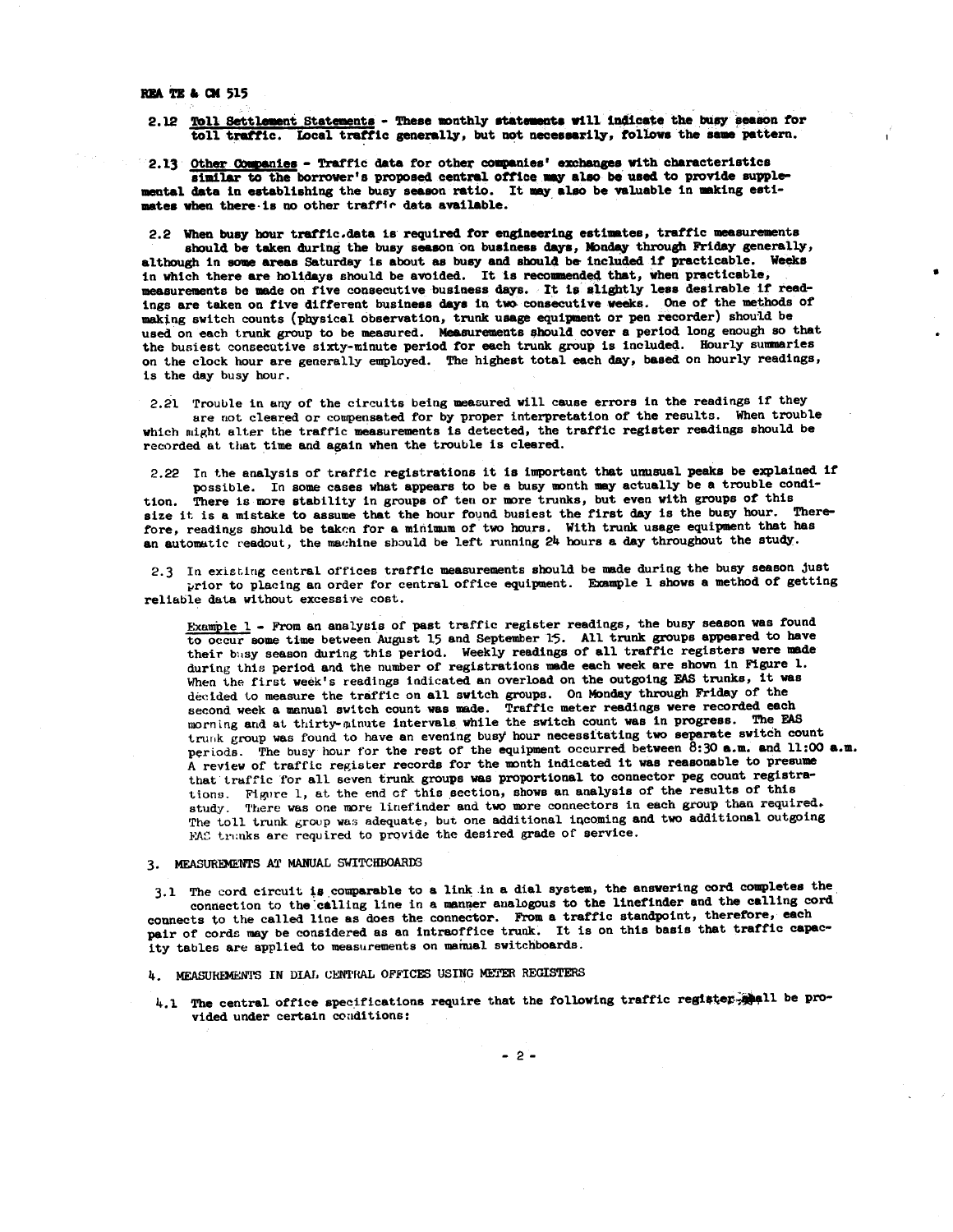2.12 Toll Settlement Statements - These monthly statements will indicate the busy season for toll traffic. Local traffic generally, but not necessarily, follows the same pattern.

2.13 Other Companies - Traffic data for other companies' exchanges with characteristics similar to the borrower's proposed central office may also be used to provide supplemental data in establishing the busy season ratio. It may also be valuable in making estimates when there is no other traffic data available.

2.2 When busy hour traffic data is required for engineering estimates, traffic measurements should be taken during the busy season on business days, Monday through Friday generally, although in some areas Saturday is about as busy and should be included if practicable. Weeks in which there are holidays should be avoided. It is recommended that, when practicable, measurements be made on five consecutive business days. It is slightly less desirable if readings are taken on five different business days in two consecutive weeks. One of the methods of making switch counts (physical observation, trunk usage equipment or pen recorder) should be used on each trunk group to be measured. Measurements should cover a period long enough so that the busiest consecutive sixty-minute period for each trunk group is included. Hourly summaries on the clock hour are generally employed. The highest total each day, based on hourly readings, is the day busy hour.

2.21 Trouble in any of the circuits being measured will cause errors in the readings if they are not cleared or compensated for by proper interpretation of the results. When trouble which might alter the traffic measurements is detected, the traffic register readings should be recorded at that time and again when the trouble is cleared.

2.22 In the analysis of traffic registrations it is important that unusual peaks be explained if possible. In some cases what appears to be a busy month may actually be a trouble condition. There is more stability in groups of ten or more trunks, but even with groups of this size it is a mistake to assume that the hour found busiest the first day is the busy hour. Therefore, readings should be taken for a minimum of two hours. With trunk usage equipment that has an automatic readout, the machine should be left running 24 hours a day throughout the study.

2.3 In existing central offices traffic measurements should be made during the busy season just prior to placing an order for central office equipment. Example 1 shows a method of getting reliable data without excessive cost.

Example 1 - From an analysis of past traffic register readings, the busy season was found to occur some time between August 15 and September 15. All trunk groups appeared to have their busy season during this period. Weekly readings of all traffic registers were made during this period and the number of registrations made each week are shown in Figure 1. When the first week's readings indicated an overload on the outgoing EAS trunks, it was decided to measure the traffic on all switch groups. On Monday through Friday of the second week a manual switch count was made. Traffic meter readings were recorded each morning and at thirty-minute intervals while the switch count was in progress. The EAS trunk group was found to have an evening busy hour necessitating two separate switch count periods. The busy hour for the rest of the equipment occurred between 8:30 a.m. and 11:00 a.m. A review of traffic register records for the month indicated it was reasonable to presume that traffic for all seven trunk groups was proportional to connector peg count registrations. Figure 1, at the end of this section, shows an analysis of the results of this study. There was one more linefinder and two more connectors in each group than required. The toll trunk group was adequate, but one additional incoming and two additional outgoing EAS trunks are required to provide the desired grade of service.

## 3. MEASUREMENTS AT MANUAL SWITCHBOARDS

3.1 The cord circuit is comparable to a link in a dial system, the answering cord completes the connection to the calling line in a manner analogous to the linefinder and the calling cord connects to the called line as does the connector. From a traffic standpoint, therefore, each pair of cords may be considered as an intraoffice trunk. It is on this basis that traffic capacity tables are applied to measurements on manual switchboards.

## 4. MEASUREMENTS IN DIAL CENTRAL OFFICES USING METER REGISTERS

4.1 The central office specifications require that the following traffic register shall be provided under certain conditions: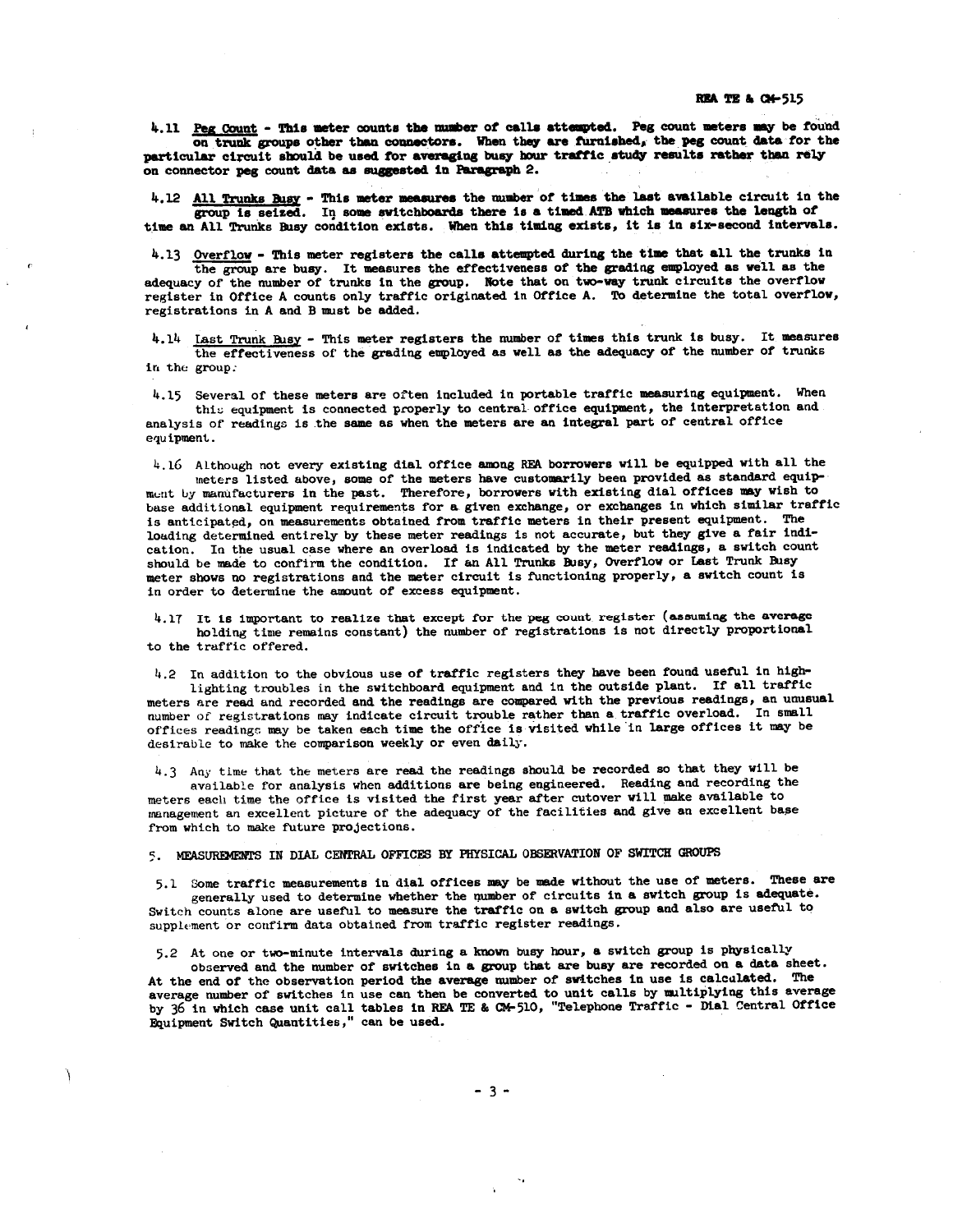4.11 Peg Count - This meter counts the number of calls attempted. Peg count meters may be found on trunk groups other than connectors. When they are furnished, the peg count data for the particular circuit should be used for averaging busy hour traffic study results rather than rely on connector peg count data as suggested in Paragraph 2.

4.12 All Trunks Busy - This meter measures the number of times the last available circuit in the group is seized. In some switchboards there is a timed ATB which measures the length of time an All Trunks Busy condition exists. When this timing exists, it is in six-second intervals.

4.13 Overflow - This meter registers the calls attempted during the time that all the trunks in the group are busy. It measures the effectiveness of the grading employed as well as the adequacy of the number of trunks in the group. Note that on two-way trunk circuits the overflow register in Office A counts only traffic originated in Office A. To determine the total overflow, registrations in A and B must be added.

4.14 Last Trunk Busy - This meter registers the number of times this trunk is busy. It measures the effectiveness of the grading employed as well as the adequacy of the number of trunks in the group.

4.15 Several of these meters are often included in portable traffic measuring equipment. When this equipment is connected properly to central office equipment, the interpretation and analysis of readings is the same as when the meters are an integral part of central office equipment.

4.16 Although not every existing dial office among REA borrowers will be equipped with all the meters listed above, some of the meters have customarily been provided as standard equipment by manufacturers in the past. Therefore, borrowers with existing dial offices may wish to base additional equipment requirements for a given exchange, or exchanges in which similar traffic is anticipated, on measurements obtained from traffic meters in their present equipment. The loading determined entirely by these meter readings is not accurate, but they give a fair indication. In the usual case where an overload is indicated by the meter readings, a switch count should be made to confirm the condition. If an All Trunks Busy, Overflow or Last Trunk Busy meter shows no registrations and the meter circuit is functioning properly, a switch count is in order to determine the amount of excess equipment.

4.17 It is important to realize that except for the peg count register (assuming the average holding time remains constant) the number of registrations is not directly proportional to the traffic offered.

4.2 In addition to the obvious use of traffic registers they have been found useful in highlighting troubles in the switchboard equipment and in the outside plant. If all traffic meters are read and recorded and the readings are compared with the previous readings, an unusual number of registrations may indicate circuit trouble rather than a traffic overload. In small offices readings may be taken each time the office is visited while in large offices it may be desirable to make the comparison weekly or even daily.

4.3 Any time that the meters are read the readings should be recorded so that they will be available for analysis when additions are being engineered. Reading and recording the meters each time the office is visited the first year after cutover will make available to management an excellent picture of the adequacy of the facilities and give an excellent base from which to make future projections.

5. MEASUREMENTS IN DIAL CENTRAL OFFICES BY PHYSICAL OBSERVATION OF SWITCH GROUPS

5.1 Some traffic measurements in dial offices may be made without the use of meters. These are generally used to determine whether the number of circuits in a switch group is adequate. Switch counts alone are useful to measure the traffic on a switch group and also are useful to supplement or confirm data obtained from traffic register readings.

5.2 At one or two-minute intervals during a known busy hour, a switch group is physically observed and the number of switches in a group that are busy are recorded on a data sheet. At the end of the observation period the average number of switches in use is calculated. The average number of switches in use can then be converted to unit calls by multiplying this average by 36 in which case unit call tables in REA TE & CM-510, "Telephone Traffic - Dial Central Office Equipment Switch Quantities," can be used.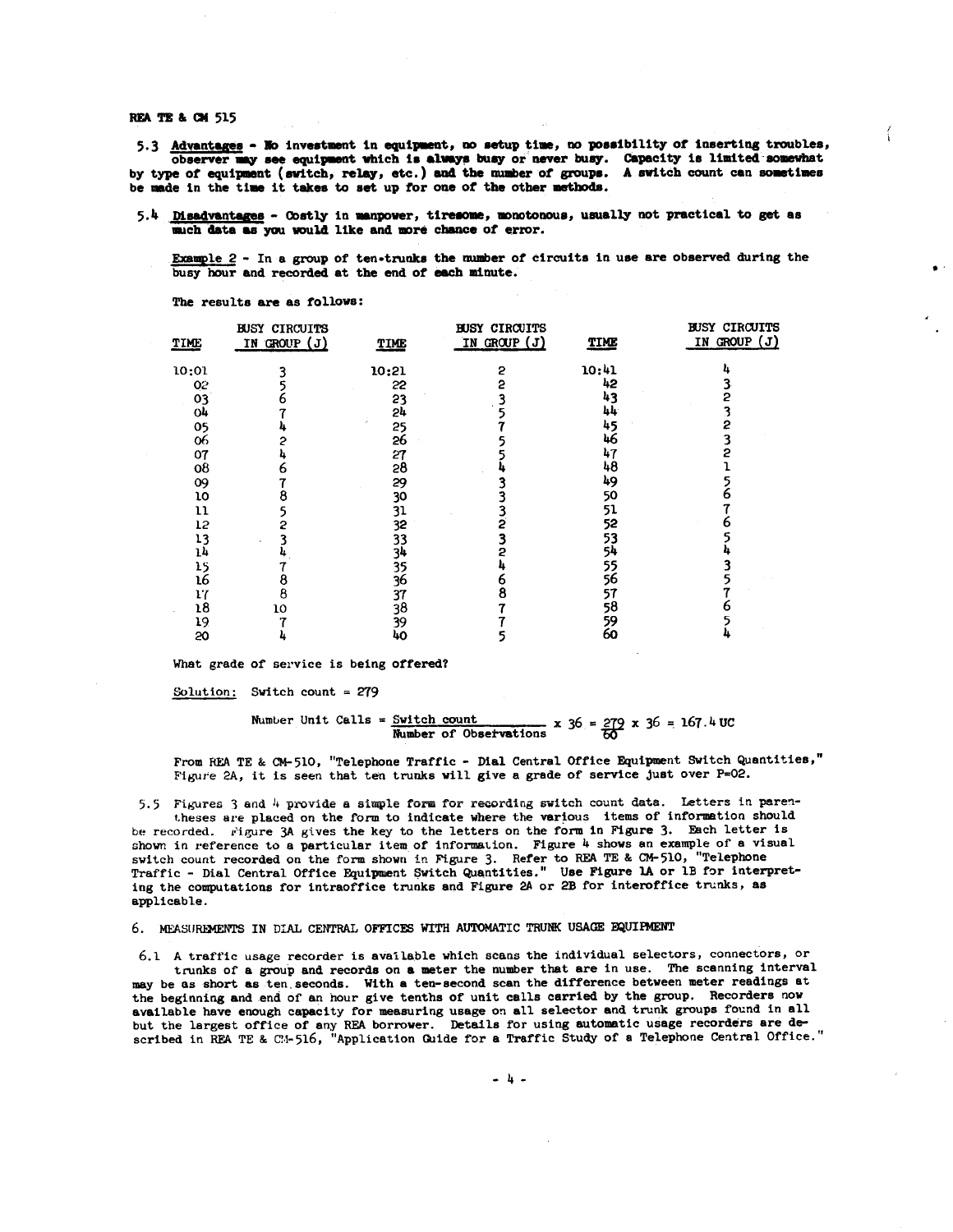5.3 **Advantages** - No investment in equipment, no setup time, no possibility of inserting troubles, observer may see equipment which is always busy or never busy. Capacity is limited somewhat by type of equipment (switch, relay, etc.) and the number of groups. A switch count can sometimes be made in the time it takes to set up for one of the other methods.

5.4 **Disadvantages** - Costly in manpower, tiresome, monotonous, usually not practical to get as much data as you would like and more chance of error.

Example 2 - In a group of ten-trunks the number of circuits in use are observed during the busy hour and recorded at the end of each minute.

The results are as follows:

| TIME | BUSY CIRCUITS IN GROUP (J) | TIME | BUSY CIRCUITS IN GROUP (J) | TIME | BUSY CIRCUITS IN GROUP (J) |
|---|---|---|---|---|---|
| 10:01 | 3 | 10:21 | 2 | 10:41 | 4 |
| 02 | 5 | 22 | 2 | 42 | 3 |
| 03 | 6 | 23 | 3 | 43 | 2 |
| 04 | 7 | 24 | 5 | 44 | 3 |
| 05 | 4 | 25 | 7 | 45 | 2 |
| 06 | 2 | 26 | 5 | 46 | 3 |
| 07 | 4 | 27 | 5 | 47 | 2 |
| 08 | 6 | 28 | 4 | 48 | 1 |
| 09 | 7 | 29 | 3 | 49 | 5 |
| 10 | 8 | 30 | 3 | 50 | 6 |
| 11 | 5 | 31 | 3 | 51 | 7 |
| 12 | 2 | 32 | 2 | 52 | 6 |
| 13 | 3 | 33 | 3 | 53 | 5 |
| 14 | 4 | 34 | 2 | 54 | 4 |
| 15 | 7 | 35 | 4 | 55 | 3 |
| 16 | 8 | 36 | 6 | 56 | 5 |
| 17 | 8 | 37 | 8 | 57 | 7 |
| 18 | 10 | 38 | 7 | 58 | 6 |
| 19 | 7 | 39 | 7 | 59 | 5 |
| 20 | 4 | 40 | 5 | 60 | 4 |

What grade of service is being offered?

Solution: Switch count = 279

$$\text{Number Unit Calls} = \frac{\text{Switch count}}{\text{Number of Observations}} \times 36 = \frac{279}{60} \times 36 = 167.4\text{ UC}$$

From REA TE & CM-510, "Telephone Traffic - Dial Central Office Equipment Switch Quantities," Figure 2A, it is seen that ten trunks will give a grade of service just over P=02.

5.5 Figures 3 and 4 provide a simple form for recording switch count data. Letters in parentheses are placed on the form to indicate where the various items of information should be recorded. Figure 3A gives the key to the letters on the form in Figure 3. Each letter is shown in reference to a particular item of information. Figure 4 shows an example of a visual switch count recorded on the form shown in Figure 3. Refer to REA TE & CM-510, "Telephone Traffic - Dial Central Office Equipment Switch Quantities." Use Figure 1A or 1B for interpreting the computations for intraoffice trunks and Figure 2A or 2B for interoffice trunks, as applicable.

## 6. MEASUREMENTS IN DIAL CENTRAL OFFICES WITH AUTOMATIC TRUNK USAGE EQUIPMENT

6.1 A traffic usage recorder is available which scans the individual selectors, connectors, or trunks of a group and records on a meter the number that are in use. The scanning interval may be as short as ten seconds. With a ten-second scan the difference between meter readings at the beginning and end of an hour give tenths of unit calls carried by the group. Recorders now available have enough capacity for measuring usage on all selector and trunk groups found in all but the largest office of any REA borrower. Details for using automatic usage recorders are described in REA TE & CM-516, "Application Guide for a Traffic Study of a Telephone Central Office."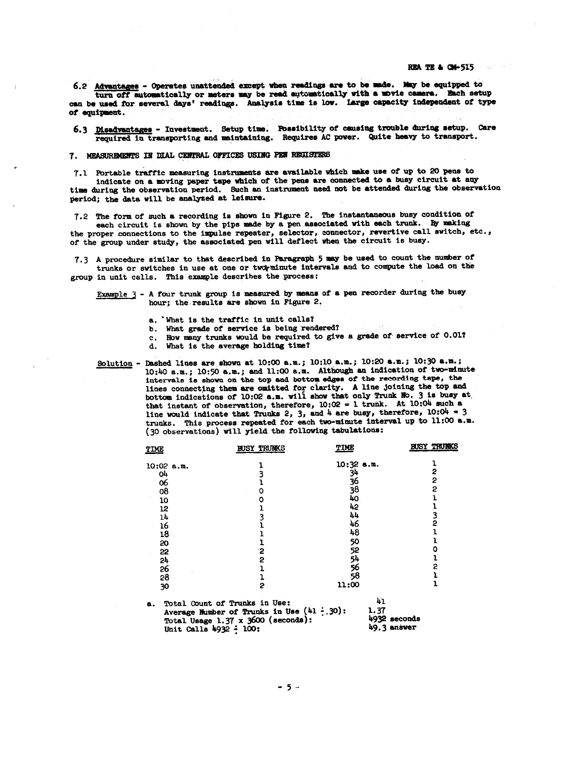**6.2 Advantages** - Operates unattended except when readings are to be made. May be equipped to turn off automatically or meters may be read automatically with a movie camera. Each setup can be used for several days' readings. Analysis time is low. Large capacity independent of type of equipment.

**6.3 Disadvantages** - Investment. Setup time. Possibility of causing trouble during setup. Care required in transporting and maintaining. Requires AC power. Quite heavy to transport.

## 7. MEASUREMENTS IN DIAL CENTRAL OFFICES USING PEN REGISTERS

7.1 Portable traffic measuring instruments are available which make use of up to 20 pens to indicate on a moving paper tape which of the pens are connected to a busy circuit at any time during the observation period. Such an instrument need not be attended during the observation period; the data will be analyzed at leisure.

7.2 The form of such a recording is shown in Figure 2. The instantaneous busy condition of each circuit is shown by the pips made by a pen associated with each trunk. By making the proper connections to the impulse repeater, selector, connector, revertive call switch, etc., of the group under study, the associated pen will deflect when the circuit is busy.

7.3 A procedure similar to that described in Paragraph 5 may be used to count the number of trunks or switches in use at one or two-minute intervals and to compute the load on the group in unit calls. This example describes the process:

Example 3 - A four trunk group is measured by means of a pen recorder during the busy hour; the results are shown in Figure 2.

a. What is the traffic in unit calls?
b. What grade of service is being rendered?
c. How many trunks would be required to give a grade of service of 0.01?
d. What is the average holding time?

Solution - Dashed lines are shown at 10:00 a.m.; 10:10 a.m.; 10:20 a.m.; 10:30 a.m.; 10:40 a.m.; 10:50 a.m.; and 11:00 a.m. Although an indication of two-minute intervals is shown on the top and bottom edges of the recording tape, the lines connecting them are omitted for clarity. A line joining the top and bottom indications of 10:02 a.m. will show that only Trunk No. 3 is busy at that instant of observation, therefore, 10:02 = 1 trunk. At 10:04 such a line would indicate that Trunks 2, 3, and 4 are busy, therefore, 10:04 = 3 trunks. This process repeated for each two-minute interval up to 11:00 a.m. (30 observations) will yield the following tabulations:

| TIME | BUSY TRUNKS | TIME | BUSY TRUNKS |
|---|---|---|---|
| 10:02 a.m. | 1 | 10:32 a.m. | 1 |
| 04 | 3 | 34 | 2 |
| 06 | 1 | 36 | 2 |
| 08 | 0 | 38 | 2 |
| 10 | 0 | 40 | 1 |
| 12 | 1 | 42 | 1 |
| 14 | 3 | 44 | 3 |
| 16 | 1 | 46 | 2 |
| 18 | 1 | 48 | 1 |
| 20 | 1 | 50 | 1 |
| 22 | 2 | 52 | 0 |
| 24 | 2 | 54 | 1 |
| 26 | 1 | 56 | 2 |
| 28 | 1 | 58 | 1 |
| 30 | 2 | 11:00 | 1 |

a. Total Count of Trunks in Use: 41
Average Number of Trunks in Use (41 ÷ 30): 1.37
Total Usage 1.37 x 3600 (seconds): 4932 seconds
Unit Calls 4932 ÷ 100: 49.3 answer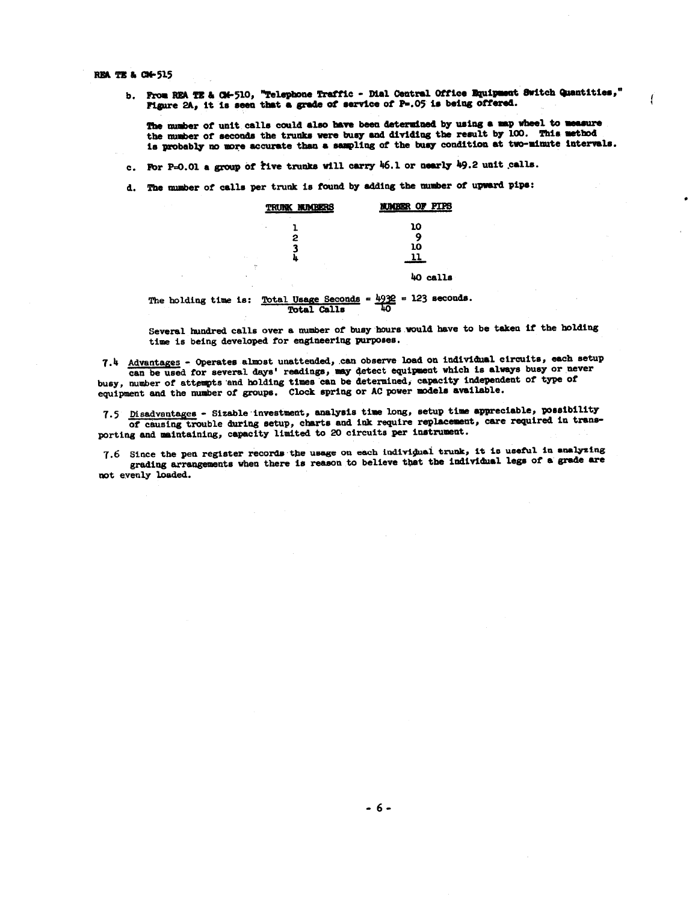b. From REA TE & CM-510, "Telephone Traffic - Dial Central Office Equipment Switch Quantities," Figure 2A, it is seen that a grade of service of P=.05 is being offered.

   The number of unit calls could also have been determined by using a map wheel to measure the number of seconds the trunks were busy and dividing the result by 100. This method is probably no more accurate than a sampling of the busy condition at two-minute intervals.

c. For P=0.01 a group of five trunks will carry 46.1 or nearly 49.2 unit calls.

d. The number of calls per trunk is found by adding the number of upward pips:

| TRUNK NUMBERS | NUMBER OF PIPS |
|---|---|
| 1 | 10 |
| 2 | 9 |
| 3 | 10 |
| 4 | 11 |
| | 40 calls |

   The holding time is: $\frac{\text{Total Usage Seconds}}{\text{Total Calls}} = \frac{4932}{40} = 123$ seconds.

   Several hundred calls over a number of busy hours would have to be taken if the holding time is being developed for engineering purposes.

7.4 Advantages - Operates almost unattended, can observe load on individual circuits, each setup can be used for several days' readings, may detect equipment which is always busy or never busy, number of attempts and holding times can be determined, capacity independent of type of equipment and the number of groups. Clock spring or AC power models available.

7.5 Disadvantages - Sizable investment, analysis time long, setup time appreciable, possibility of causing trouble during setup, charts and ink require replacement, care required in transporting and maintaining, capacity limited to 20 circuits per instrument.

7.6 Since the pen register records the usage on each individual trunk, it is useful in analyzing grading arrangements when there is reason to believe that the individual legs of a grade are not evenly loaded.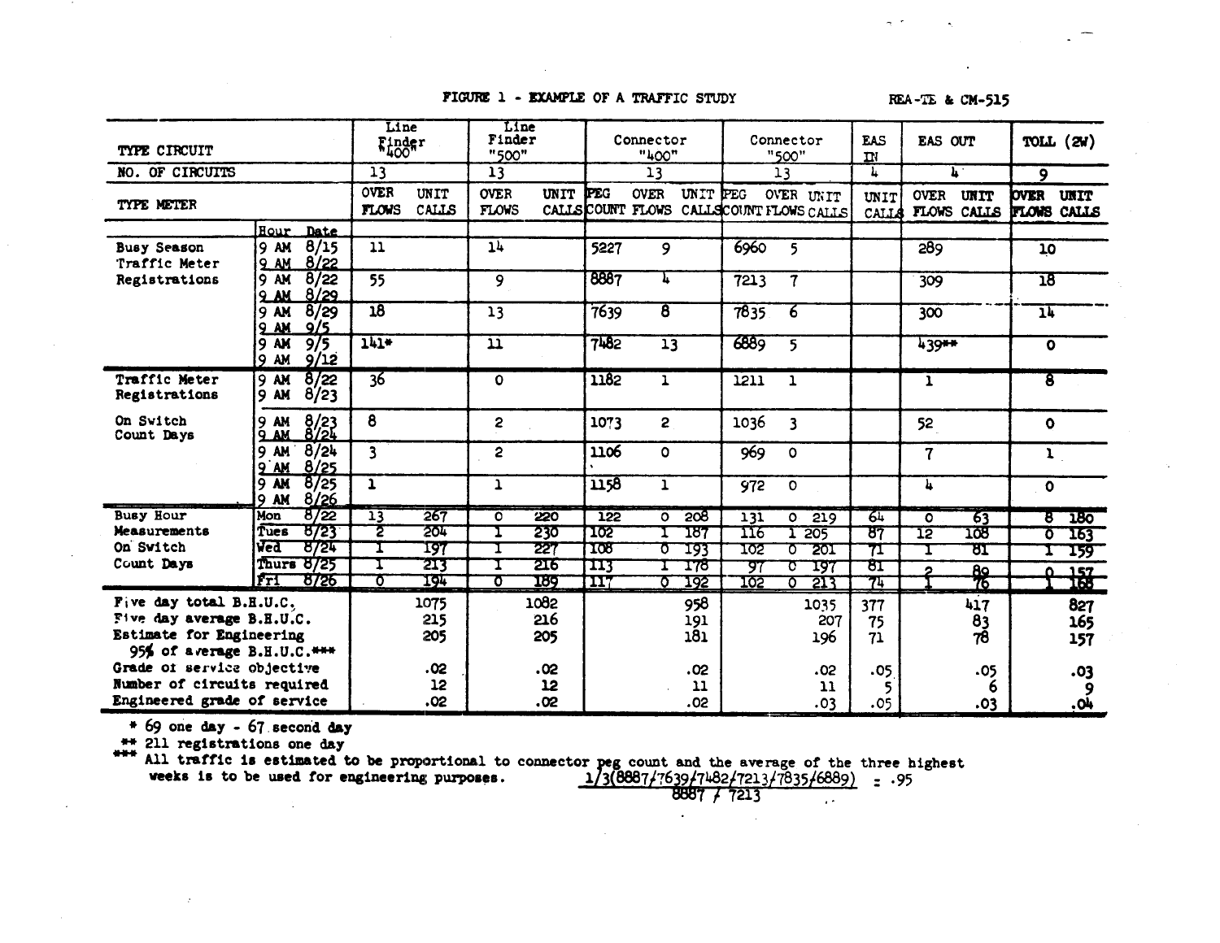**FIGURE 1 - EXAMPLE OF A TRAFFIC STUDY** REA-TE & CM-515

| TYPE CIRCUIT | | Line Finder "400" | | Line Finder "500" | | Connector "400" | | | Connector "500" | | | EAS IN | EAS OUT | | TOLL (2W) | |
|---|---|---|---|---|---|---|---|---|---|---|---|---|---|---|---|---|
| NO. OF CIRCUITS | | 13 | | 13 | | 13 | | | 13 | | | 4 | 4 | | 9 | |
| TYPE METER | | OVER FLOWS | UNIT CALLS | OVER FLOWS | UNIT CALLS | PEG COUNT | OVER FLOWS | UNIT CALLS | PEG COUNT | OVER FLOWS | UNIT CALLS | UNIT CALLS | OVER FLOWS | UNIT CALLS | OVER FLOWS | UNIT CALLS |
| | Hour Date | | | | | | | | | | | | | | | |
| Busy Season Traffic Meter Registrations | 9 AM 8/15 – 9 AM 8/22 | 11 | | 14 | | 5227 | 9 | | 6960 | 5 | | | 289 | | 10 | |
| | 9 AM 8/22 – 9 AM 8/29 | 55 | | 9 | | 8887 | 4 | | 7213 | 7 | | | 309 | | 18 | |
| | 9 AM 8/29 – 9 AM 9/5 | 18 | | 13 | | 7639 | 8 | | 7835 | 6 | | | 300 | | 14 | |
| | 9 AM 9/5 – 9 AM 9/12 | 141* | | 11 | | 7482 | 13 | | 6889 | 5 | | | 439** | | 0 | |
| Traffic Meter Registrations On Switch Count Days | 9 AM 8/22 – 9 AM 8/23 | 36 | | 0 | | 1182 | 1 | | 1211 | 1 | | | 1 | | 8 | |
| | 9 AM 8/23 – 9 AM 8/24 | 8 | | 2 | | 1073 | 2 | | 1036 | 3 | | | 52 | | 0 | |
| | 9 AM 8/24 – 9 AM 8/25 | 3 | | 2 | | 1106 | 0 | | 969 | 0 | | | 7 | | 1 | |
| | 9 AM 8/25 – 9 AM 8/26 | 1 | | 1 | | 1158 | 1 | | 972 | 0 | | | 4 | | 0 | |
| Busy Hour Measurements On Switch Count Days | Mon 8/22 | 13 | 267 | 0 | 220 | 122 | 0 | 208 | 131 | 0 | 219 | 64 | 0 | 63 | 8 | 180 |
| | Tues 8/23 | 2 | 204 | 1 | 230 | 102 | 1 | 187 | 116 | 1 | 205 | 87 | 12 | 108 | 0 | 163 |
| | Wed 8/24 | 1 | 197 | 1 | 227 | 108 | 0 | 193 | 102 | 0 | 201 | 71 | 1 | 81 | 1 | 159 |
| | Thurs 8/25 | 1 | 213 | 1 | 216 | 113 | 1 | 178 | 97 | 0 | 197 | 81 | 2 | 89 | 0 | 157 |
| | Fri 8/26 | 0 | 194 | 0 | 189 | 117 | 0 | 192 | 102 | 0 | 213 | 74 | 1 | 76 | 1 | 168 |
| Five day total B.H.U.C. | | | 1075 | | 1082 | | | 958 | | | 1035 | 377 | | 417 | | 827 |
| Five day average B.H.U.C. | | | 215 | | 216 | | | 191 | | | 207 | 75 | | 83 | | 165 |
| Estimate for Engineering 95% of average B.H.U.C.*** | | | 205 | | 205 | | | 181 | | | 196 | 71 | | 78 | | 157 |
| Grade of service objective | | | .02 | | .02 | | | .02 | | | .02 | .05 | | .05 | | .03 |
| Number of circuits required | | | 12 | | 12 | | | 11 | | | 11 | 5 | | 6 | | 9 |
| Engineered grade of service | | | .02 | | .02 | | | .02 | | | .03 | .05 | | .03 | | .04 |

\* 69 one day - 67 second day

\*\* 211 registrations one day

\*\*\* All traffic is estimated to be proportional to connector peg count and the average of the three highest weeks is to be used for engineering purposes.

$$\frac{1/3(8887+7639+7482+7213+7835+6889)}{8887+7213} = .95$$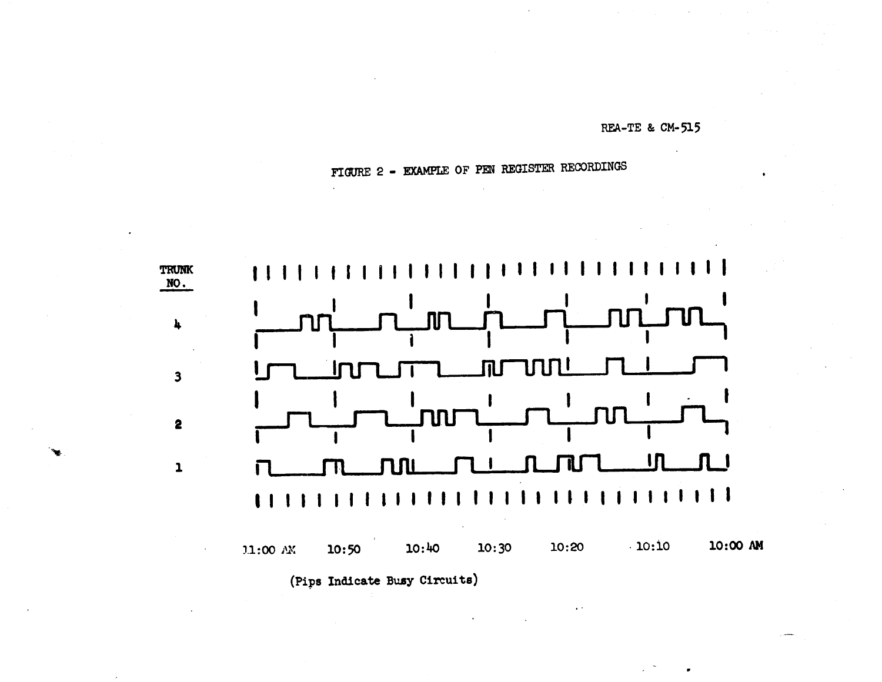# FIGURE 2 - EXAMPLE OF PEN REGISTER RECORDINGS

TRUNK NO.

4

3

2

1

11:00 AM 10:50 10:40 10:30 10:20 10:10 10:00 AM

(Pips Indicate Busy Circuits)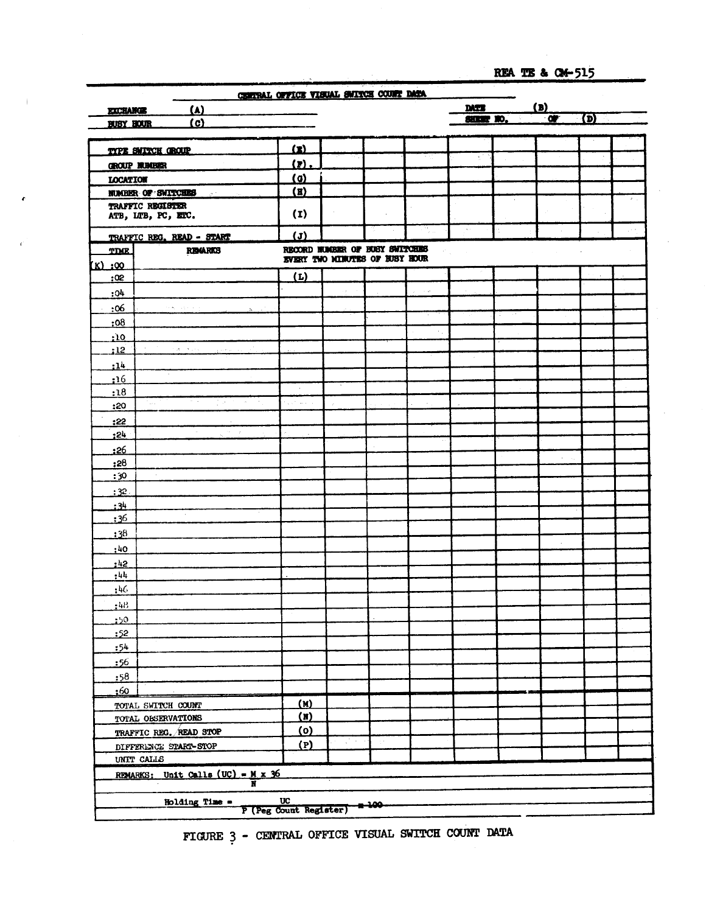REA TE & CM-515

## CENTRAL OFFICE VISUAL SWITCH COUNT DATA

EXCHANGE (A) | DATE (B)

BUSY HOUR (C) | SHEET NO. OF (D)

| | | | | | | | | | |
|---|---|---|---|---|---|---|---|---|---|
| TYPE SWITCH GROUP | (E) | | | | | | | | |
| GROUP NUMBER | (F). | | | | | | | | |
| LOCATION | (G) | | | | | | | | |
| NUMBER OF SWITCHES | (H) | | | | | | | | |
| TRAFFIC REGISTER ATB, LTB, PC, ETC. | (I) | | | | | | | | |
| TRAFFIC REG. READ - START | (J) | | | | | | | | |

| TIME | REMARKS | RECORD NUMBER OF BUSY SWITCHES EVERY TWO MINUTES OF BUSY HOUR | | | | | | | | |
|---|---|---|---|---|---|---|---|---|---|---|
| (K) :00 | | | | | | | | | | |
| :02 | | (L) | | | | | | | | |
| :04 | | | | | | | | | | |
| :06 | | | | | | | | | | |
| :08 | | | | | | | | | | |
| :10 | | | | | | | | | | |
| :12 | | | | | | | | | | |
| :14 | | | | | | | | | | |
| :16 | | | | | | | | | | |
| :18 | | | | | | | | | | |
| :20 | | | | | | | | | | |
| :22 | | | | | | | | | | |
| :24 | | | | | | | | | | |
| :26 | | | | | | | | | | |
| :28 | | | | | | | | | | |
| :30 | | | | | | | | | | |
| :32 | | | | | | | | | | |
| :34 | | | | | | | | | | |
| :36 | | | | | | | | | | |
| :38 | | | | | | | | | | |
| :40 | | | | | | | | | | |
| :42 | | | | | | | | | | |
| :44 | | | | | | | | | | |
| :46 | | | | | | | | | | |
| :48 | | | | | | | | | | |
| :50 | | | | | | | | | | |
| :52 | | | | | | | | | | |
| :54 | | | | | | | | | | |
| :56 | | | | | | | | | | |
| :58 | | | | | | | | | | |
| :60 | | | | | | | | | | |

| | | | | | | | | | |
|---|---|---|---|---|---|---|---|---|---|
| TOTAL SWITCH COUNT | (M) | | | | | | | | |
| TOTAL OBSERVATIONS | (N) | | | | | | | | |
| TRAFFIC REG./READ STOP | (O) | | | | | | | | |
| DIFFERENCE START-STOP | (P) | | | | | | | | |
| UNIT CALLS | | | | | | | | | |

REMARKS: Unit Calls (UC) $= \frac{M \times 36}{N}$

Holding Time $= \frac{UC}{P \text{ (Peg Count Register)}}$ ~~= 100~~

FIGURE 3 - CENTRAL OFFICE VISUAL SWITCH COUNT DATA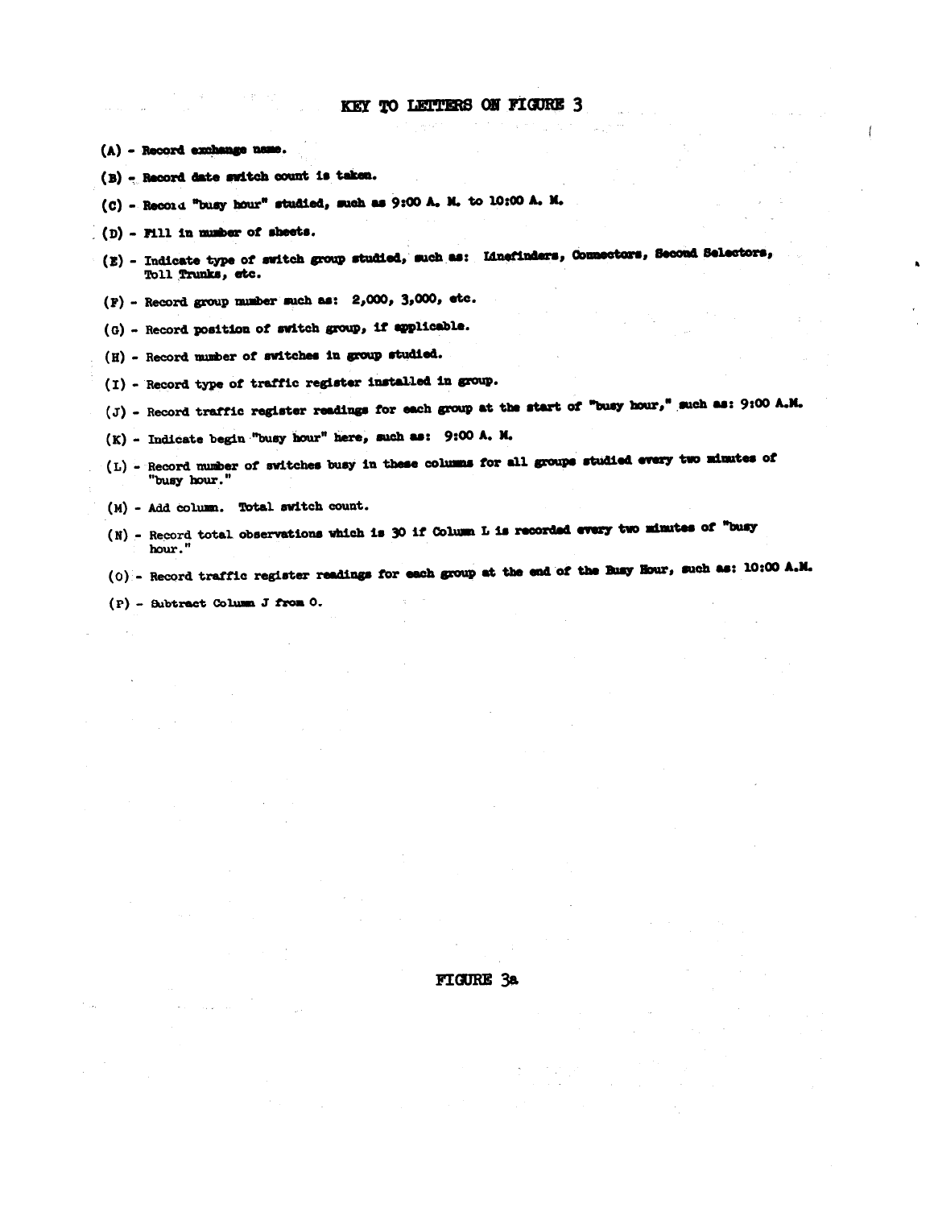# KEY TO LETTERS ON FIGURE 3

(A) - Record exchange name.

(B) - Record date switch count is taken.

(C) - Record "busy hour" studied, such as 9:00 A. M. to 10:00 A. M.

(D) - Fill in number of sheets.

(E) - Indicate type of switch group studied, such as: Linefinders, Connectors, Second Selectors, Toll Trunks, etc.

(F) - Record group number such as: 2,000, 3,000, etc.

(G) - Record position of switch group, if applicable.

(H) - Record number of switches in group studied.

(I) - Record type of traffic register installed in group.

(J) - Record traffic register readings for each group at the start of "busy hour," such as: 9:00 A.M.

(K) - Indicate begin "busy hour" here, such as: 9:00 A. M.

(L) - Record number of switches busy in these columns for all groups studied every two minutes of "busy hour."

(M) - Add column. Total switch count.

(N) - Record total observations which is 30 if Column L is recorded every two minutes of "busy hour."

(O) - Record traffic register readings for each group at the end of the Busy Hour, such as: 10:00 A.M.

(P) - Subtract Column J from O.

FIGURE 3a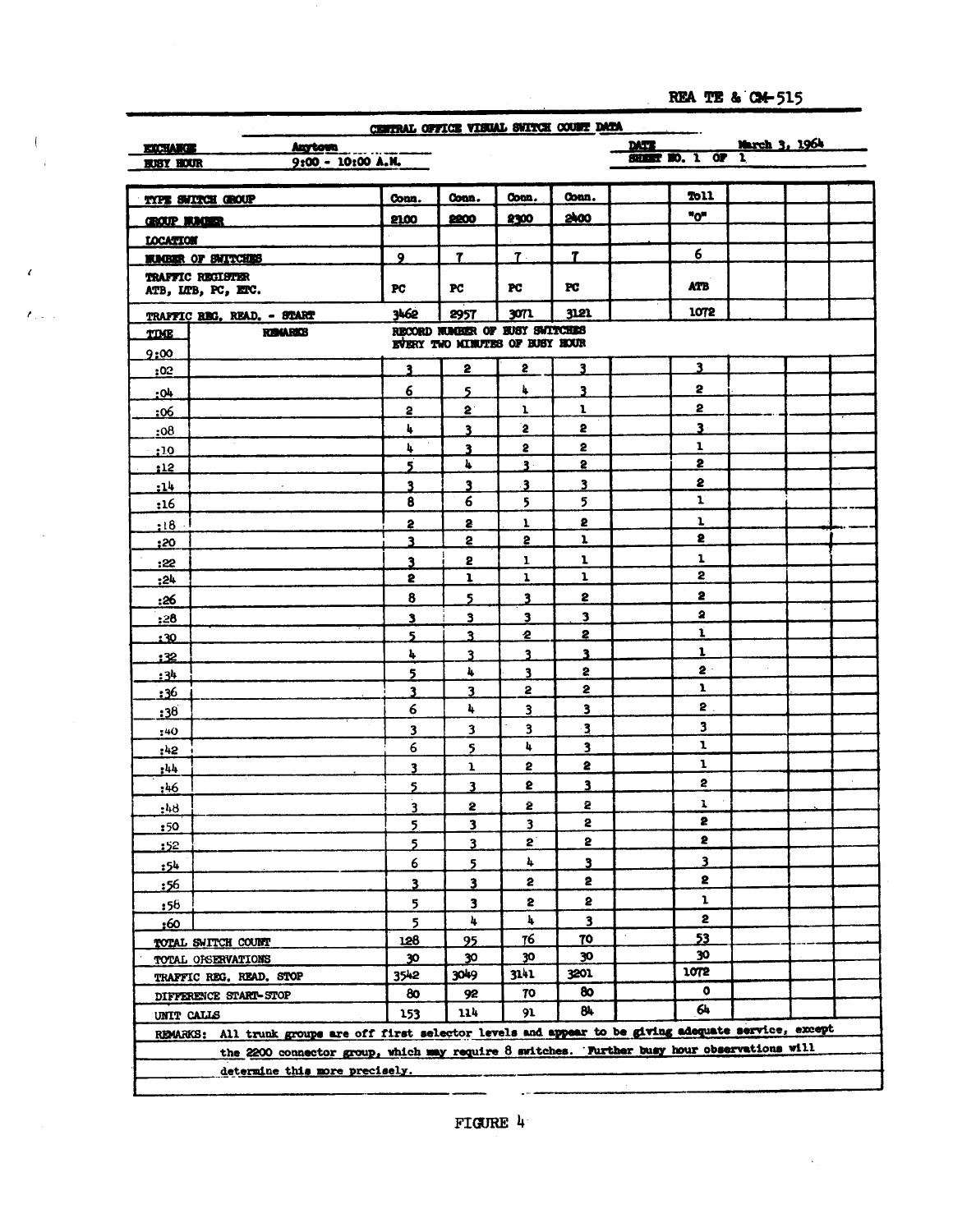REA TE & CM-515

CENTRAL OFFICE VISUAL SWITCH COUNT DATA

EXCHANGE Anytown    DATE March 3, 1964

BUSY HOUR 9:00 - 10:00 A.M.    SHEET NO. 1 OF 1

| TYPE SWITCH GROUP | | Conn. | Conn. | Conn. | Conn. | | Toll | | | |
|---|---|---|---|---|---|---|---|---|---|---|
| GROUP NUMBER | | 2100 | 2200 | 2300 | 2400 | | "O" | | | |
| LOCATION | | | | | | | | | | |
| NUMBER OF SWITCHES | | 9 | 7 | 7 | 7 | | 6 | | | |
| TRAFFIC REGISTER ATB, LTB, PC, ETC. | | PC | PC | PC | PC | | ATB | | | |
| TRAFFIC REG. READ. - START | | 3462 | 2957 | 3071 | 3121 | | 1072 | | | |
| TIME | REMARKS | RECORD NUMBER OF BUSY SWITCHES EVERY TWO MINUTES OF BUSY HOUR | | | | | | | | |
| 9:00 | | | | | | | | | | |
| :02 | | 3 | 2 | 2 | 3 | | 3 | | | |
| :04 | | 6 | 5 | 4 | 3 | | 2 | | | |
| :06 | | 2 | 2 | 1 | 1 | | 2 | | | |
| :08 | | 4 | 3 | 2 | 2 | | 3 | | | |
| :10 | | 4 | 3 | 2 | 2 | | 1 | | | |
| :12 | | 5 | 4 | 3 | 2 | | 2 | | | |
| :14 | | 3 | 3 | 3 | 3 | | 2 | | | |
| :16 | | 8 | 6 | 5 | 5 | | 1 | | | |
| :18 | | 2 | 2 | 1 | 2 | | 1 | | | |
| :20 | | 3 | 2 | 2 | 1 | | 2 | | | |
| :22 | | 3 | 2 | 1 | 1 | | 1 | | | |
| :24 | | 2 | 1 | 1 | 1 | | 2 | | | |
| :26 | | 8 | 5 | 3 | 2 | | 2 | | | |
| :28 | | 3 | 3 | 3 | 3 | | 2 | | | |
| :30 | | 5 | 3 | 2 | 2 | | 1 | | | |
| :32 | | 4 | 3 | 3 | 3 | | 1 | | | |
| :34 | | 5 | 4 | 3 | 2 | | 2 | | | |
| :36 | | 3 | 3 | 2 | 2 | | 1 | | | |
| :38 | | 6 | 4 | 3 | 3 | | 2 | | | |
| :40 | | 3 | 3 | 3 | 3 | | 3 | | | |
| :42 | | 6 | 5 | 4 | 3 | | 1 | | | |
| :44 | | 3 | 1 | 2 | 2 | | 1 | | | |
| :46 | | 5 | 3 | 2 | 3 | | 2 | | | |
| :48 | | 3 | 2 | 2 | 2 | | 1 | | | |
| :50 | | 5 | 3 | 3 | 2 | | 2 | | | |
| :52 | | 5 | 3 | 2 | 2 | | 2 | | | |
| :54 | | 6 | 5 | 4 | 3 | | 3 | | | |
| :56 | | 3 | 3 | 2 | 2 | | 2 | | | |
| :58 | | 5 | 3 | 2 | 2 | | 1 | | | |
| :60 | | 5 | 4 | 4 | 3 | | 2 | | | |
| TOTAL SWITCH COUNT | | 128 | 95 | 76 | 70 | | 53 | | | |
| TOTAL OBSERVATIONS | | 30 | 30 | 30 | 30 | | 30 | | | |
| TRAFFIC REG. READ. STOP | | 3542 | 3049 | 3141 | 3201 | | 1072 | | | |
| DIFFERENCE START-STOP | | 80 | 92 | 70 | 80 | | 0 | | | |
| UNIT CALLS | | 153 | 114 | 91 | 84 | | 64 | | | |

REMARKS: All trunk groups are off first selector levels and appear to be giving adequate service, except the 2200 connector group, which may require 8 switches. Further busy hour observations will determine this more precisely.

FIGURE 4